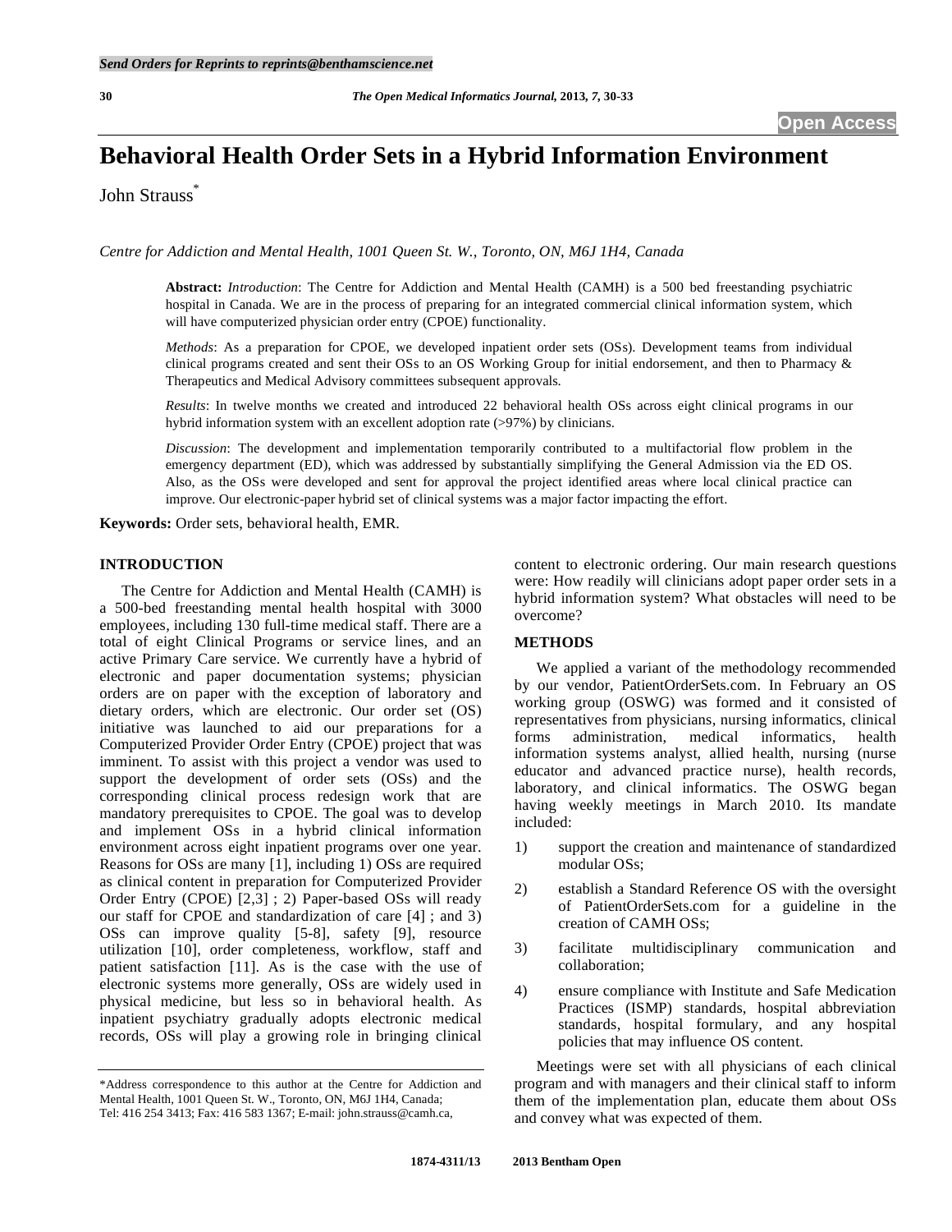# Behavioral Health Order Sets in a Hybrid Information Environment

John Strauss*

*Centre for Addiction and Mental Health, 1001 Queen St. W., Toronto, ON, M6J 1H4, Canada*

**Abstract:** *Introduction*: The Centre for Addiction and Mental Health (CAMH) is a 500 bed freestanding psychiatric hospital in Canada. We are in the process of preparing for an integrated commercial clinical information system, which will have computerized physician order entry (CPOE) functionality.

*Methods*: As a preparation for CPOE, we developed inpatient order sets (OSs). Development teams from individual clinical programs created and sent their OSs to an OS Working Group for initial endorsement, and then to Pharmacy & Therapeutics and Medical Advisory committees subsequent approvals.

*Results*: In twelve months we created and introduced 22 behavioral health OSs across eight clinical programs in our hybrid information system with an excellent adoption rate (>97%) by clinicians.

*Discussion*: The development and implementation temporarily contributed to a multifactorial flow problem in the emergency department (ED), which was addressed by substantially simplifying the General Admission via the ED OS. Also, as the OSs were developed and sent for approval the project identified areas where local clinical practice can improve. Our electronic-paper hybrid set of clinical systems was a major factor impacting the effort.

**Keywords:** Order sets, behavioral health, EMR.

## INTRODUCTION

The Centre for Addiction and Mental Health (CAMH) is a 500-bed freestanding mental health hospital with 3000 employees, including 130 full-time medical staff. There are a total of eight Clinical Programs or service lines, and an active Primary Care service. We currently have a hybrid of electronic and paper documentation systems; physician orders are on paper with the exception of laboratory and dietary orders, which are electronic. Our order set (OS) initiative was launched to aid our preparations for a Computerized Provider Order Entry (CPOE) project that was imminent. To assist with this project a vendor was used to support the development of order sets (OSs) and the corresponding clinical process redesign work that are mandatory prerequisites to CPOE. The goal was to develop and implement OSs in a hybrid clinical information environment across eight inpatient programs over one year. Reasons for OSs are many [1], including 1) OSs are required as clinical content in preparation for Computerized Provider Order Entry (CPOE) [2,3] ; 2) Paper-based OSs will ready our staff for CPOE and standardization of care [4] ; and 3) OSs can improve quality [5-8], safety [9], resource utilization [10], order completeness, workflow, staff and patient satisfaction [11]. As is the case with the use of electronic systems more generally, OSs are widely used in physical medicine, but less so in behavioral health. As inpatient psychiatry gradually adopts electronic medical records, OSs will play a growing role in bringing clinical content to electronic ordering. Our main research questions were: How readily will clinicians adopt paper order sets in a hybrid information system? What obstacles will need to be overcome?

## METHODS

We applied a variant of the methodology recommended by our vendor, PatientOrderSets.com. In February an OS working group (OSWG) was formed and it consisted of representatives from physicians, nursing informatics, clinical forms administration, medical informatics, health information systems analyst, allied health, nursing (nurse educator and advanced practice nurse), health records, laboratory, and clinical informatics. The OSWG began having weekly meetings in March 2010. Its mandate included:

1) support the creation and maintenance of standardized modular OSs;
2) establish a Standard Reference OS with the oversight of PatientOrderSets.com for a guideline in the creation of CAMH OSs;
3) facilitate multidisciplinary communication and collaboration;
4) ensure compliance with Institute and Safe Medication Practices (ISMP) standards, hospital abbreviation standards, hospital formulary, and any hospital policies that may influence OS content.

Meetings were set with all physicians of each clinical program and with managers and their clinical staff to inform them of the implementation plan, educate them about OSs and convey what was expected of them.

*Address correspondence to this author at the Centre for Addiction and Mental Health, 1001 Queen St. W., Toronto, ON, M6J 1H4, Canada; Tel: 416 254 3413; Fax: 416 583 1367; E-mail: john.strauss@camh.ca,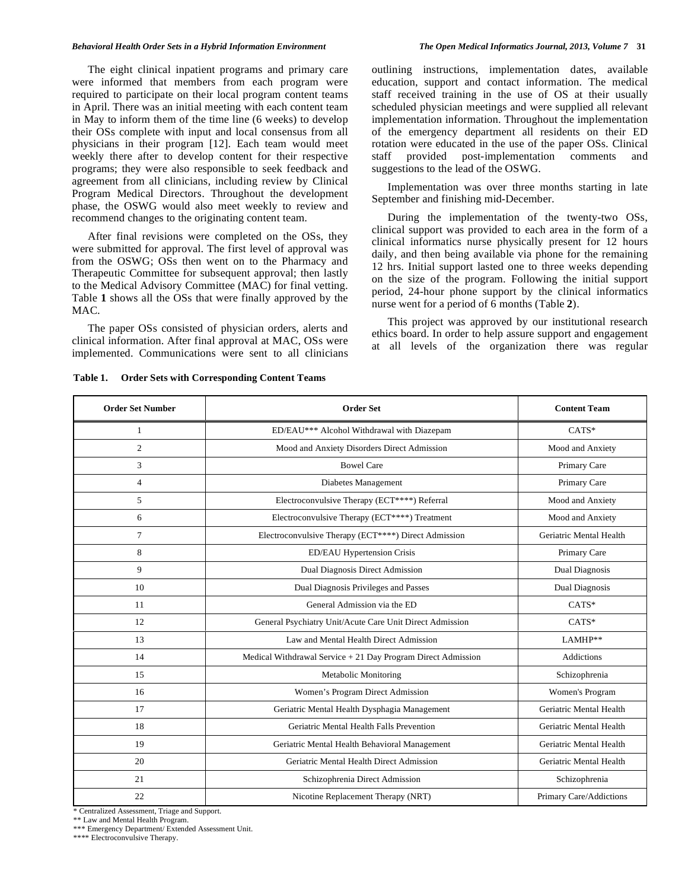The eight clinical inpatient programs and primary care were informed that members from each program were required to participate on their local program content teams in April. There was an initial meeting with each content team in May to inform them of the time line (6 weeks) to develop their OSs complete with input and local consensus from all physicians in their program [12]. Each team would meet weekly there after to develop content for their respective programs; they were also responsible to seek feedback and agreement from all clinicians, including review by Clinical Program Medical Directors. Throughout the development phase, the OSWG would also meet weekly to review and recommend changes to the originating content team.

After final revisions were completed on the OSs, they were submitted for approval. The first level of approval was from the OSWG; OSs then went on to the Pharmacy and Therapeutic Committee for subsequent approval; then lastly to the Medical Advisory Committee (MAC) for final vetting. Table **1** shows all the OSs that were finally approved by the MAC.

The paper OSs consisted of physician orders, alerts and clinical information. After final approval at MAC, OSs were implemented. Communications were sent to all clinicians outlining instructions, implementation dates, available education, support and contact information. The medical staff received training in the use of OS at their usually scheduled physician meetings and were supplied all relevant implementation information. Throughout the implementation of the emergency department all residents on their ED rotation were educated in the use of the paper OSs. Clinical staff provided post-implementation comments and suggestions to the lead of the OSWG.

Implementation was over three months starting in late September and finishing mid-December.

During the implementation of the twenty-two OSs, clinical support was provided to each area in the form of a clinical informatics nurse physically present for 12 hours daily, and then being available via phone for the remaining 12 hrs. Initial support lasted one to three weeks depending on the size of the program. Following the initial support period, 24-hour phone support by the clinical informatics nurse went for a period of 6 months (Table **2**).

This project was approved by our institutional research ethics board. In order to help assure support and engagement at all levels of the organization there was regular

**Table 1. Order Sets with Corresponding Content Teams**

| Order Set Number | Order Set | Content Team |
|---|---|---|
| 1 | ED/EAU*** Alcohol Withdrawal with Diazepam | CATS* |
| 2 | Mood and Anxiety Disorders Direct Admission | Mood and Anxiety |
| 3 | Bowel Care | Primary Care |
| 4 | Diabetes Management | Primary Care |
| 5 | Electroconvulsive Therapy (ECT****) Referral | Mood and Anxiety |
| 6 | Electroconvulsive Therapy (ECT****) Treatment | Mood and Anxiety |
| 7 | Electroconvulsive Therapy (ECT****) Direct Admission | Geriatric Mental Health |
| 8 | ED/EAU Hypertension Crisis | Primary Care |
| 9 | Dual Diagnosis Direct Admission | Dual Diagnosis |
| 10 | Dual Diagnosis Privileges and Passes | Dual Diagnosis |
| 11 | General Admission via the ED | CATS* |
| 12 | General Psychiatry Unit/Acute Care Unit Direct Admission | CATS* |
| 13 | Law and Mental Health Direct Admission | LAMHP** |
| 14 | Medical Withdrawal Service + 21 Day Program Direct Admission | Addictions |
| 15 | Metabolic Monitoring | Schizophrenia |
| 16 | Women's Program Direct Admission | Women's Program |
| 17 | Geriatric Mental Health Dysphagia Management | Geriatric Mental Health |
| 18 | Geriatric Mental Health Falls Prevention | Geriatric Mental Health |
| 19 | Geriatric Mental Health Behavioral Management | Geriatric Mental Health |
| 20 | Geriatric Mental Health Direct Admission | Geriatric Mental Health |
| 21 | Schizophrenia Direct Admission | Schizophrenia |
| 22 | Nicotine Replacement Therapy (NRT) | Primary Care/Addictions |

\* Centralized Assessment, Triage and Support.
** Law and Mental Health Program.
*** Emergency Department/ Extended Assessment Unit.
**** Electroconvulsive Therapy.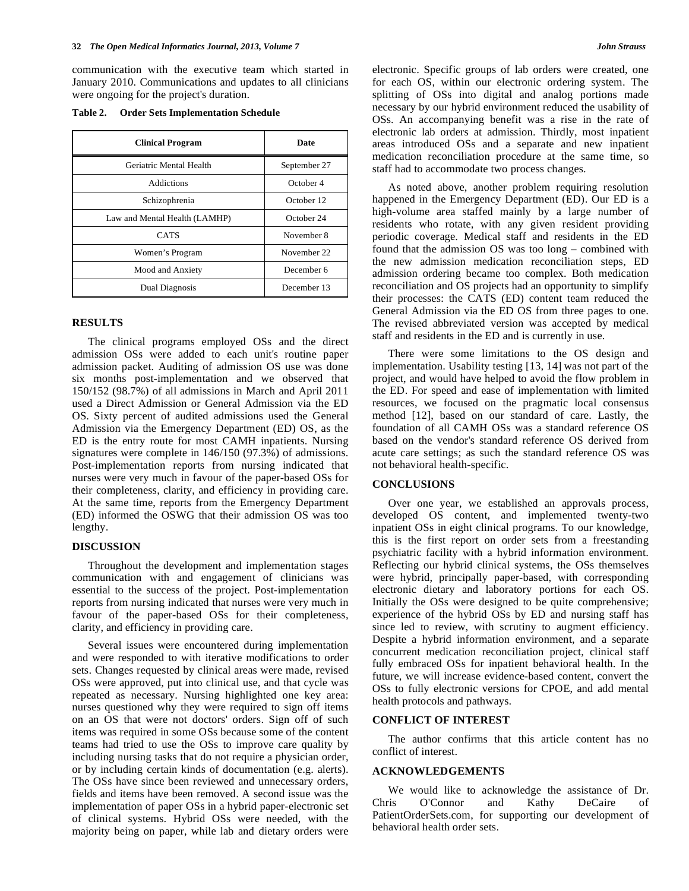communication with the executive team which started in January 2010. Communications and updates to all clinicians were ongoing for the project's duration.

**Table 2. Order Sets Implementation Schedule**

| Clinical Program | Date |
|---|---|
| Geriatric Mental Health | September 27 |
| Addictions | October 4 |
| Schizophrenia | October 12 |
| Law and Mental Health (LAMHP) | October 24 |
| CATS | November 8 |
| Women's Program | November 22 |
| Mood and Anxiety | December 6 |
| Dual Diagnosis | December 13 |

## RESULTS

The clinical programs employed OSs and the direct admission OSs were added to each unit's routine paper admission packet. Auditing of admission OS use was done six months post-implementation and we observed that 150/152 (98.7%) of all admissions in March and April 2011 used a Direct Admission or General Admission via the ED OS. Sixty percent of audited admissions used the General Admission via the Emergency Department (ED) OS, as the ED is the entry route for most CAMH inpatients. Nursing signatures were complete in 146/150 (97.3%) of admissions. Post-implementation reports from nursing indicated that nurses were very much in favour of the paper-based OSs for their completeness, clarity, and efficiency in providing care. At the same time, reports from the Emergency Department (ED) informed the OSWG that their admission OS was too lengthy.

## DISCUSSION

Throughout the development and implementation stages communication with and engagement of clinicians was essential to the success of the project. Post-implementation reports from nursing indicated that nurses were very much in favour of the paper-based OSs for their completeness, clarity, and efficiency in providing care.

Several issues were encountered during implementation and were responded to with iterative modifications to order sets. Changes requested by clinical areas were made, revised OSs were approved, put into clinical use, and that cycle was repeated as necessary. Nursing highlighted one key area: nurses questioned why they were required to sign off items on an OS that were not doctors' orders. Sign off of such items was required in some OSs because some of the content teams had tried to use the OSs to improve care quality by including nursing tasks that do not require a physician order, or by including certain kinds of documentation (e.g. alerts). The OSs have since been reviewed and unnecessary orders, fields and items have been removed. A second issue was the implementation of paper OSs in a hybrid paper-electronic set of clinical systems. Hybrid OSs were needed, with the majority being on paper, while lab and dietary orders were electronic. Specific groups of lab orders were created, one for each OS, within our electronic ordering system. The splitting of OSs into digital and analog portions made necessary by our hybrid environment reduced the usability of OSs. An accompanying benefit was a rise in the rate of electronic lab orders at admission. Thirdly, most inpatient areas introduced OSs and a separate and new inpatient medication reconciliation procedure at the same time, so staff had to accommodate two process changes.

As noted above, another problem requiring resolution happened in the Emergency Department (ED). Our ED is a high-volume area staffed mainly by a large number of residents who rotate, with any given resident providing periodic coverage. Medical staff and residents in the ED found that the admission OS was too long – combined with the new admission medication reconciliation steps, ED admission ordering became too complex. Both medication reconciliation and OS projects had an opportunity to simplify their processes: the CATS (ED) content team reduced the General Admission via the ED OS from three pages to one. The revised abbreviated version was accepted by medical staff and residents in the ED and is currently in use.

There were some limitations to the OS design and implementation. Usability testing [13, 14] was not part of the project, and would have helped to avoid the flow problem in the ED. For speed and ease of implementation with limited resources, we focused on the pragmatic local consensus method [12], based on our standard of care. Lastly, the foundation of all CAMH OSs was a standard reference OS based on the vendor's standard reference OS derived from acute care settings; as such the standard reference OS was not behavioral health-specific.

## CONCLUSIONS

Over one year, we established an approvals process, developed OS content, and implemented twenty-two inpatient OSs in eight clinical programs. To our knowledge, this is the first report on order sets from a freestanding psychiatric facility with a hybrid information environment. Reflecting our hybrid clinical systems, the OSs themselves were hybrid, principally paper-based, with corresponding electronic dietary and laboratory portions for each OS. Initially the OSs were designed to be quite comprehensive; experience of the hybrid OSs by ED and nursing staff has since led to review, with scrutiny to augment efficiency. Despite a hybrid information environment, and a separate concurrent medication reconciliation project, clinical staff fully embraced OSs for inpatient behavioral health. In the future, we will increase evidence-based content, convert the OSs to fully electronic versions for CPOE, and add mental health protocols and pathways.

## CONFLICT OF INTEREST

The author confirms that this article content has no conflict of interest.

## ACKNOWLEDGEMENTS

We would like to acknowledge the assistance of Dr. Chris O'Connor and Kathy DeCaire of PatientOrderSets.com, for supporting our development of behavioral health order sets.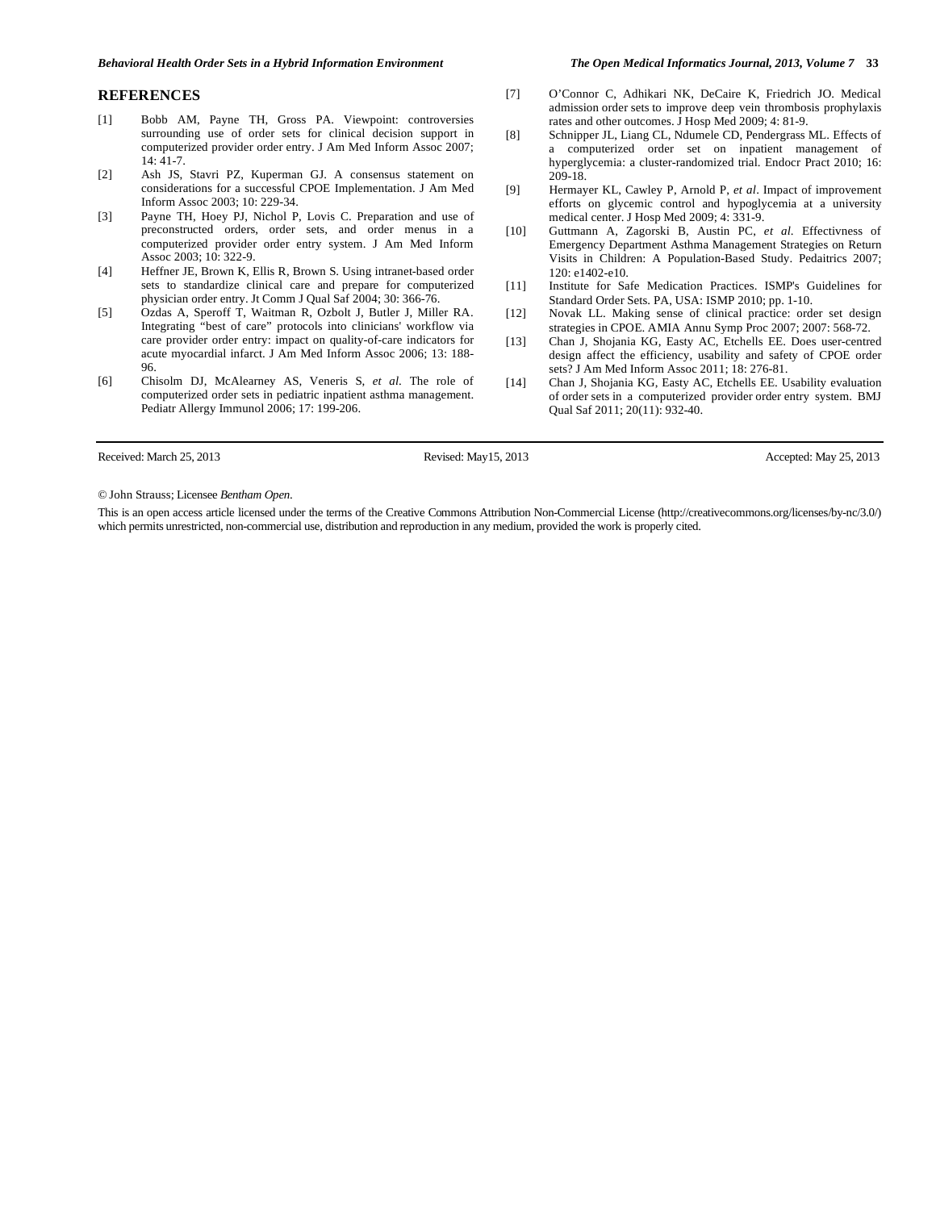## REFERENCES

[1] Bobb AM, Payne TH, Gross PA. Viewpoint: controversies surrounding use of order sets for clinical decision support in computerized provider order entry. J Am Med Inform Assoc 2007; 14: 41-7.

[2] Ash JS, Stavri PZ, Kuperman GJ. A consensus statement on considerations for a successful CPOE Implementation. J Am Med Inform Assoc 2003; 10: 229-34.

[3] Payne TH, Hoey PJ, Nichol P, Lovis C. Preparation and use of preconstructed orders, order sets, and order menus in a computerized provider order entry system. J Am Med Inform Assoc 2003; 10: 322-9.

[4] Heffner JE, Brown K, Ellis R, Brown S. Using intranet-based order sets to standardize clinical care and prepare for computerized physician order entry. Jt Comm J Qual Saf 2004; 30: 366-76.

[5] Ozdas A, Speroff T, Waitman R, Ozbolt J, Butler J, Miller RA. Integrating "best of care" protocols into clinicians' workflow via care provider order entry: impact on quality-of-care indicators for acute myocardial infarct. J Am Med Inform Assoc 2006; 13: 188-96.

[6] Chisolm DJ, McAlearney AS, Veneris S, *et al.* The role of computerized order sets in pediatric inpatient asthma management. Pediatr Allergy Immunol 2006; 17: 199-206.

[7] O'Connor C, Adhikari NK, DeCaire K, Friedrich JO. Medical admission order sets to improve deep vein thrombosis prophylaxis rates and other outcomes. J Hosp Med 2009; 4: 81-9.

[8] Schnipper JL, Liang CL, Ndumele CD, Pendergrass ML. Effects of a computerized order set on inpatient management of hyperglycemia: a cluster-randomized trial. Endocr Pract 2010; 16: 209-18.

[9] Hermayer KL, Cawley P, Arnold P, *et al*. Impact of improvement efforts on glycemic control and hypoglycemia at a university medical center. J Hosp Med 2009; 4: 331-9.

[10] Guttmann A, Zagorski B, Austin PC, *et al.* Effectivness of Emergency Department Asthma Management Strategies on Return Visits in Children: A Population-Based Study. Pedaitrics 2007; 120: e1402-e10.

[11] Institute for Safe Medication Practices. ISMP's Guidelines for Standard Order Sets. PA, USA: ISMP 2010; pp. 1-10.

[12] Novak LL. Making sense of clinical practice: order set design strategies in CPOE. AMIA Annu Symp Proc 2007; 2007: 568-72.

[13] Chan J, Shojania KG, Easty AC, Etchells EE. Does user-centred design affect the efficiency, usability and safety of CPOE order sets? J Am Med Inform Assoc 2011; 18: 276-81.

[14] Chan J, Shojania KG, Easty AC, Etchells EE. Usability evaluation of order sets in a computerized provider order entry system. BMJ Qual Saf 2011; 20(11): 932-40.

---

Received: March 25, 2013 Revised: May15, 2013 Accepted: May 25, 2013

© John Strauss; Licensee *Bentham Open*.

This is an open access article licensed under the terms of the Creative Commons Attribution Non-Commercial License (http://creativecommons.org/licenses/by-nc/3.0/) which permits unrestricted, non-commercial use, distribution and reproduction in any medium, provided the work is properly cited.